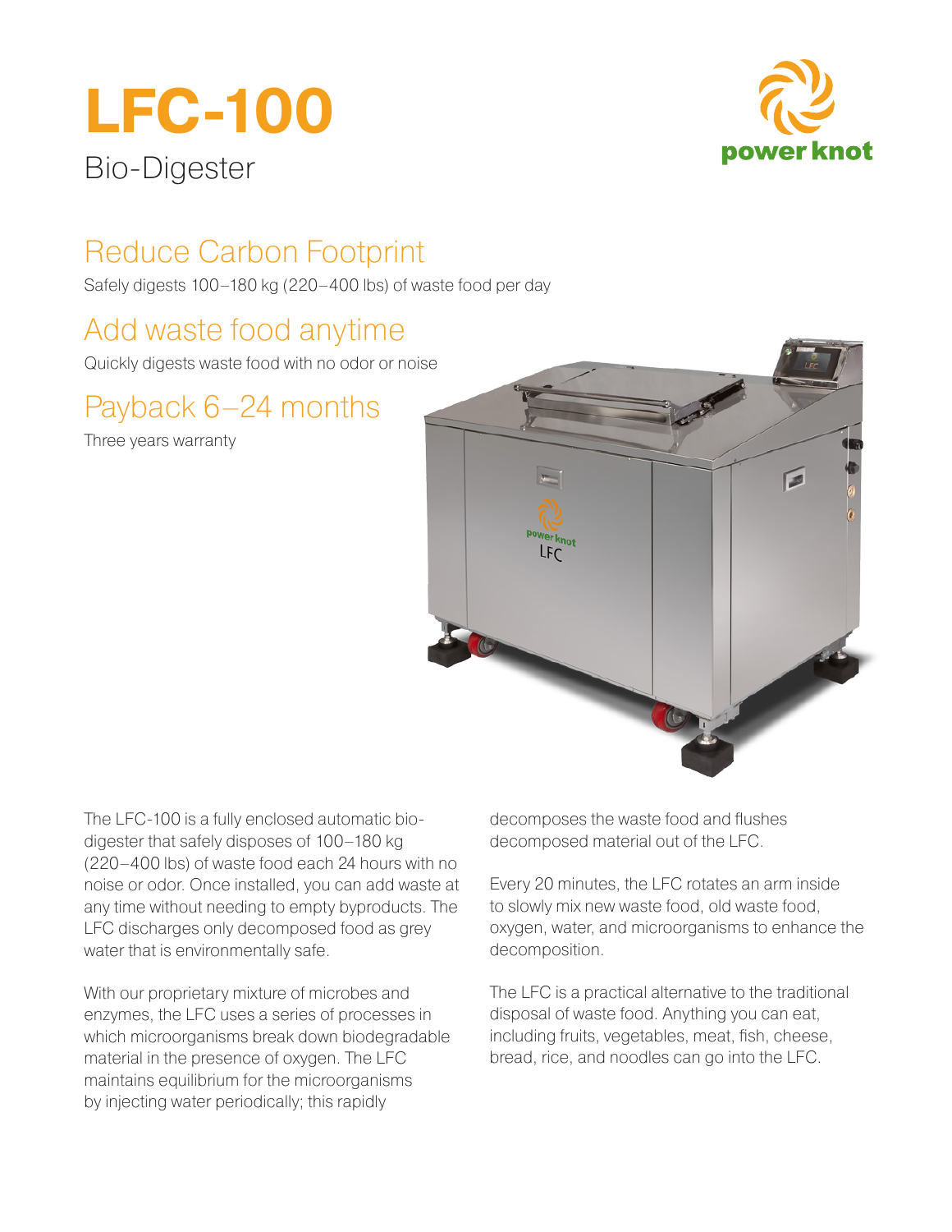# LFC-100

Bio-Digester

## Reduce Carbon Footprint

Safely digests 100–180 kg (220–400 lbs) of waste food per day

## Add waste food anytime

Quickly digests waste food with no odor or noise

## Payback 6–24 months

Three years warranty

The LFC-100 is a fully enclosed automatic bio-digester that safely disposes of 100–180 kg (220–400 lbs) of waste food each 24 hours with no noise or odor. Once installed, you can add waste at any time without needing to empty byproducts. The LFC discharges only decomposed food as grey water that is environmentally safe.

With our proprietary mixture of microbes and enzymes, the LFC uses a series of processes in which microorganisms break down biodegradable material in the presence of oxygen. The LFC maintains equilibrium for the microorganisms by injecting water periodically; this rapidly decomposes the waste food and flushes decomposed material out of the LFC.

Every 20 minutes, the LFC rotates an arm inside to slowly mix new waste food, old waste food, oxygen, water, and microorganisms to enhance the decomposition.

The LFC is a practical alternative to the traditional disposal of waste food. Anything you can eat, including fruits, vegetables, meat, fish, cheese, bread, rice, and noodles can go into the LFC.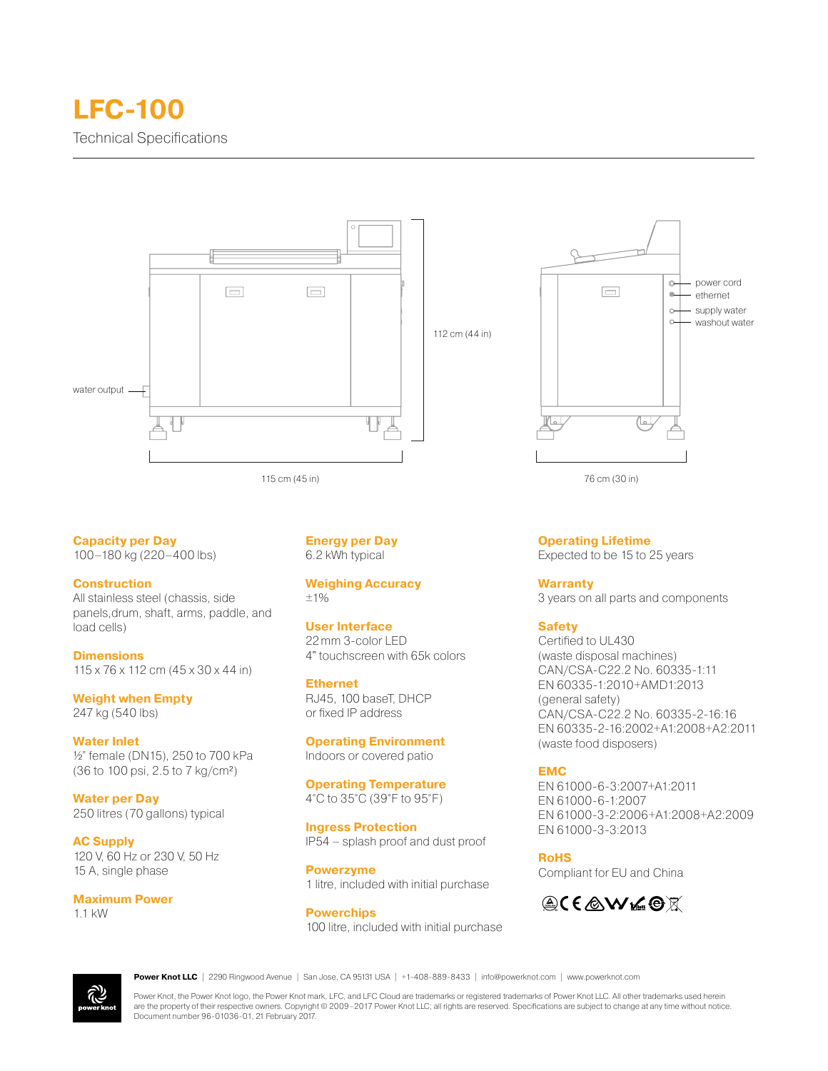# LFC-100

Technical Specifications

water output

112 cm (44 in)

115 cm (45 in)

power cord
ethernet
supply water
washout water

76 cm (30 in)

### Capacity per Day
100–180 kg (220–400 lbs)

### Construction
All stainless steel (chassis, side panels,drum, shaft, arms, paddle, and load cells)

### Dimensions
115 x 76 x 112 cm (45 x 30 x 44 in)

### Weight when Empty
247 kg (540 lbs)

### Water Inlet
½" female (DN15), 250 to 700 kPa (36 to 100 psi, 2.5 to 7 kg/cm²)

### Water per Day
250 litres (70 gallons) typical

### AC Supply
120 V, 60 Hz or 230 V, 50 Hz
15 A, single phase

### Maximum Power
1.1 kW

### Energy per Day
6.2 kWh typical

### Weighing Accuracy
±1%

### User Interface
22 mm 3-color LED
4" touchscreen with 65k colors

### Ethernet
RJ45, 100 baseT, DHCP or fixed IP address

### Operating Environment
Indoors or covered patio

### Operating Temperature
4°C to 35°C (39°F to 95°F)

### Ingress Protection
IP54 – splash proof and dust proof

### Powerzyme
1 litre, included with initial purchase

### Powerchips
100 litre, included with initial purchase

### Operating Lifetime
Expected to be 15 to 25 years

### Warranty
3 years on all parts and components

### Safety
Certified to UL430
(waste disposal machines)
CAN/CSA-C22.2 No. 60335-1:11
EN 60335-1:2010+AMD1:2013
(general safety)
CAN/CSA-C22.2 No. 60335-2-16:16
EN 60335-2-16:2002+A1:2008+A2:2011
(waste food disposers)

### EMC
EN 61000-6-3:2007+A1:2011
EN 61000-6-1:2007
EN 61000-3-2:2006+A1:2008+A2:2009
EN 61000-3-3:2013

### RoHS
Compliant for EU and China

**Power Knot LLC** | 2290 Ringwood Avenue | San Jose, CA 95131 USA | +1-408-889-8433 | info@powerknot.com | www.powerknot.com

Power Knot, the Power Knot logo, the Power Knot mark, LFC, and LFC Cloud are trademarks or registered trademarks of Power Knot LLC. All other trademarks used herein are the property of their respective owners. Copyright © 2009–2017 Power Knot LLC; all rights are reserved. Specifications are subject to change at any time without notice. Document number 96-01036-01, 21 February 2017.